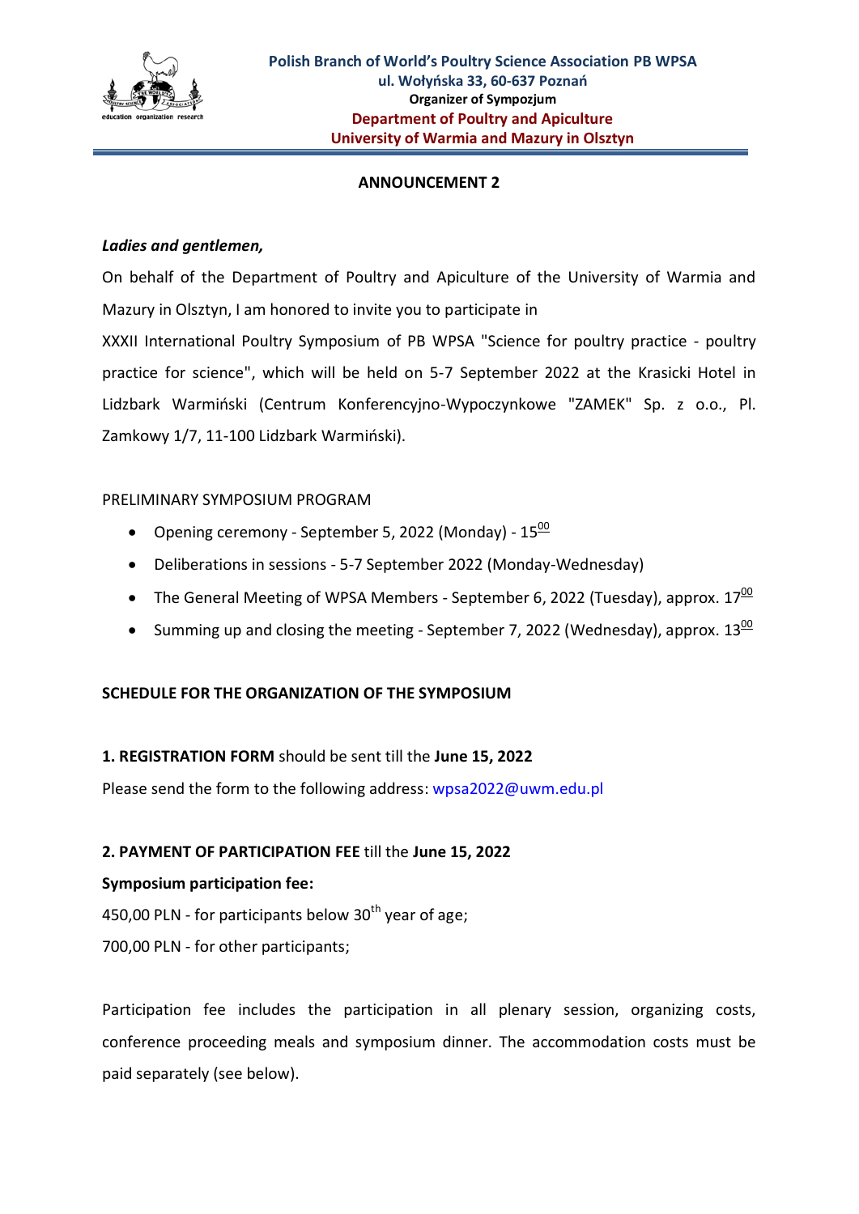**Polish Branch of World's Poultry Science Association PB WPSA**
**ul. Wołyńska 33, 60-637 Poznań**
**Organizer of Sympozjum**
**Department of Poultry and Apiculture**
**University of Warmia and Mazury in Olsztyn**

## ANNOUNCEMENT 2

***Ladies and gentlemen,***

On behalf of the Department of Poultry and Apiculture of the University of Warmia and Mazury in Olsztyn, I am honored to invite you to participate in XXXII International Poultry Symposium of PB WPSA "Science for poultry practice - poultry practice for science", which will be held on 5-7 September 2022 at the Krasicki Hotel in Lidzbark Warmiński (Centrum Konferencyjno-Wypoczynkowe "ZAMEK" Sp. z o.o., Pl. Zamkowy 1/7, 11-100 Lidzbark Warmiński).

PRELIMINARY SYMPOSIUM PROGRAM

- Opening ceremony - September 5, 2022 (Monday) - 15:00
- Deliberations in sessions - 5-7 September 2022 (Monday-Wednesday)
- The General Meeting of WPSA Members - September 6, 2022 (Tuesday), approx. 17:00
- Summing up and closing the meeting - September 7, 2022 (Wednesday), approx. 13:00

### SCHEDULE FOR THE ORGANIZATION OF THE SYMPOSIUM

**1. REGISTRATION FORM** should be sent till the **June 15, 2022**

Please send the form to the following address: wpsa2022@uwm.edu.pl

**2. PAYMENT OF PARTICIPATION FEE** till the **June 15, 2022**

**Symposium participation fee:**

450,00 PLN - for participants below 30th year of age;

700,00 PLN - for other participants;

Participation fee includes the participation in all plenary session, organizing costs, conference proceeding meals and symposium dinner. The accommodation costs must be paid separately (see below).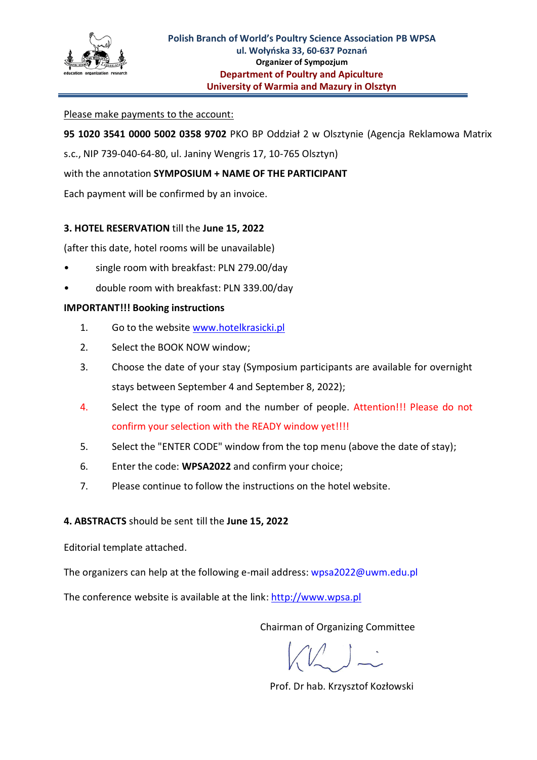**Polish Branch of World's Poultry Science Association PB WPSA**
**ul. Wołyńska 33, 60-637 Poznań**
**Organizer of Sympozjum**
**Department of Poultry and Apiculture**
**University of Warmia and Mazury in Olsztyn**

Please make payments to the account:

**95 1020 3541 0000 5002 0358 9702** PKO BP Oddział 2 w Olsztynie (Agencja Reklamowa Matrix s.c., NIP 739-040-64-80, ul. Janiny Wengris 17, 10-765 Olsztyn)

with the annotation **SYMPOSIUM + NAME OF THE PARTICIPANT**

Each payment will be confirmed by an invoice.

**3. HOTEL RESERVATION** till the **June 15, 2022**

(after this date, hotel rooms will be unavailable)

- single room with breakfast: PLN 279.00/day
- double room with breakfast: PLN 339.00/day

**IMPORTANT!!! Booking instructions**

1. Go to the website www.hotelkrasicki.pl
2. Select the BOOK NOW window;
3. Choose the date of your stay (Symposium participants are available for overnight stays between September 4 and September 8, 2022);
4. Select the type of room and the number of people. Attention!!! Please do not confirm your selection with the READY window yet!!!!
5. Select the "ENTER CODE" window from the top menu (above the date of stay);
6. Enter the code: **WPSA2022** and confirm your choice;
7. Please continue to follow the instructions on the hotel website.

**4. ABSTRACTS** should be sent till the **June 15, 2022**

Editorial template attached.

The organizers can help at the following e-mail address: wpsa2022@uwm.edu.pl

The conference website is available at the link: http://www.wpsa.pl

Chairman of Organizing Committee

Prof. Dr hab. Krzysztof Kozłowski